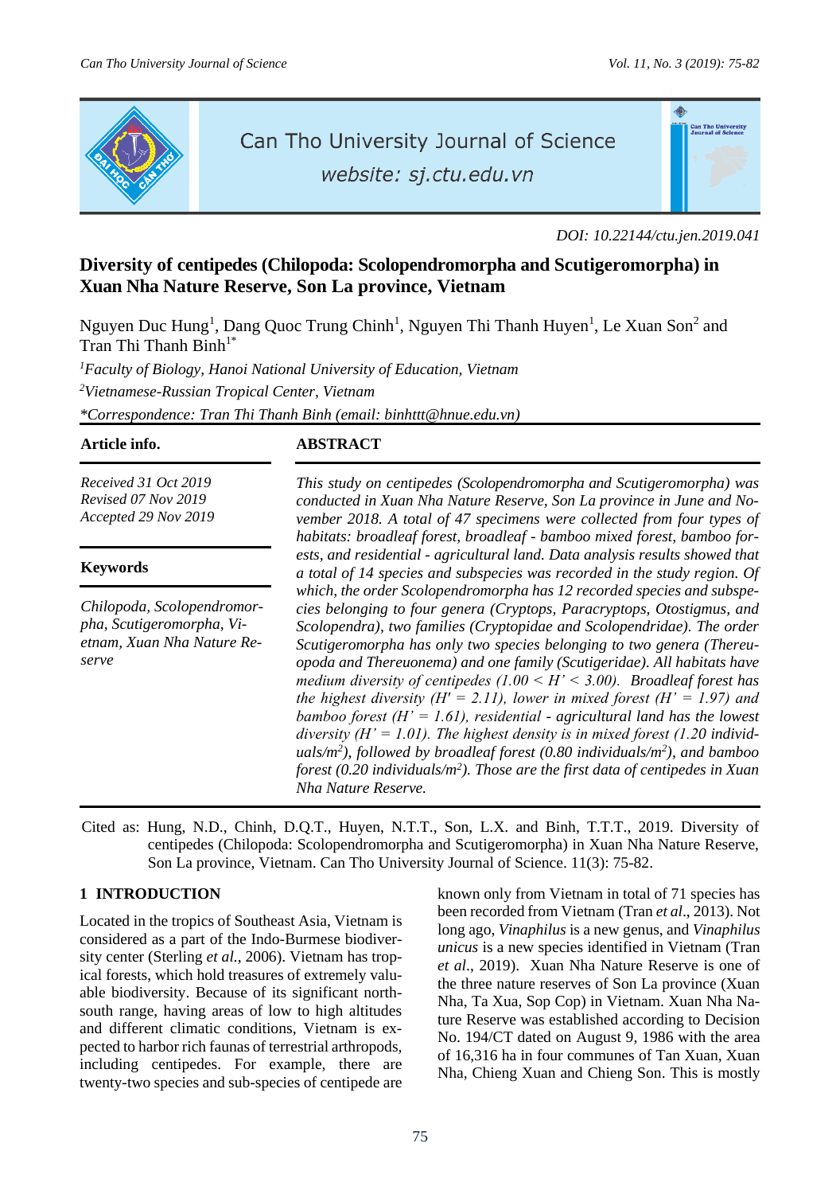DOI: 10.22144/ctu.jen.2019.041

# Diversity of centipedes (Chilopoda: Scolopendromorpha and Scutigeromorpha) in Xuan Nha Nature Reserve, Son La province, Vietnam

Nguyen Duc Hung[1], Dang Quoc Trung Chinh[1], Nguyen Thi Thanh Huyen[1], Le Xuan Son[2] and Tran Thi Thanh Binh[1*]

[1]*Faculty of Biology, Hanoi National University of Education, Vietnam*

[2]*Vietnamese-Russian Tropical Center, Vietnam*

*\*Correspondence: Tran Thi Thanh Binh (email: binhttt@hnue.edu.vn)*

**Article info.**

*Received 31 Oct 2019*
*Revised 07 Nov 2019*
*Accepted 29 Nov 2019*

**Keywords**

*Chilopoda, Scolopendromorpha, Scutigeromorpha, Vietnam, Xuan Nha Nature Reserve*

**ABSTRACT**

*This study on centipedes (Scolopendromorpha and Scutigeromorpha) was conducted in Xuan Nha Nature Reserve, Son La province in June and November 2018. A total of 47 specimens were collected from four types of habitats: broadleaf forest, broadleaf - bamboo mixed forest, bamboo forests, and residential - agricultural land. Data analysis results showed that a total of 14 species and subspecies was recorded in the study region. Of which, the order Scolopendromorpha has 12 recorded species and subspecies belonging to four genera (Cryptops, Paracryptops, Otostigmus, and Scolopendra), two families (Cryptopidae and Scolopendridae). The order Scutigeromorpha has only two species belonging to two genera (Thereuopoda and Thereuonema) and one family (Scutigeridae). All habitats have medium diversity of centipedes (1.00 < H' < 3.00). Broadleaf forest has the highest diversity (H' = 2.11), lower in mixed forest (H' = 1.97) and bamboo forest (H' = 1.61), residential - agricultural land has the lowest diversity (H' = 1.01). The highest density is in mixed forest (1.20 individuals/m$^2$), followed by broadleaf forest (0.80 individuals/m$^2$), and bamboo forest (0.20 individuals/m$^2$). Those are the first data of centipedes in Xuan Nha Nature Reserve.*

Cited as: Hung, N.D., Chinh, D.Q.T., Huyen, N.T.T., Son, L.X. and Binh, T.T.T., 2019. Diversity of centipedes (Chilopoda: Scolopendromorpha and Scutigeromorpha) in Xuan Nha Nature Reserve, Son La province, Vietnam. Can Tho University Journal of Science. 11(3): 75-82.

## 1 INTRODUCTION

Located in the tropics of Southeast Asia, Vietnam is considered as a part of the Indo-Burmese biodiversity center (Sterling *et al.*, 2006). Vietnam has tropical forests, which hold treasures of extremely valuable biodiversity. Because of its significant north-south range, having areas of low to high altitudes and different climatic conditions, Vietnam is expected to harbor rich faunas of terrestrial arthropods, including centipedes. For example, there are twenty-two species and sub-species of centipede are known only from Vietnam in total of 71 species has been recorded from Vietnam (Tran *et al*., 2013). Not long ago, *Vinaphilus* is a new genus, and *Vinaphilus unicus* is a new species identified in Vietnam (Tran *et al*., 2019). Xuan Nha Nature Reserve is one of the three nature reserves of Son La province (Xuan Nha, Ta Xua, Sop Cop) in Vietnam. Xuan Nha Nature Reserve was established according to Decision No. 194/CT dated on August 9, 1986 with the area of 16,316 ha in four communes of Tan Xuan, Xuan Nha, Chieng Xuan and Chieng Son. This is mostly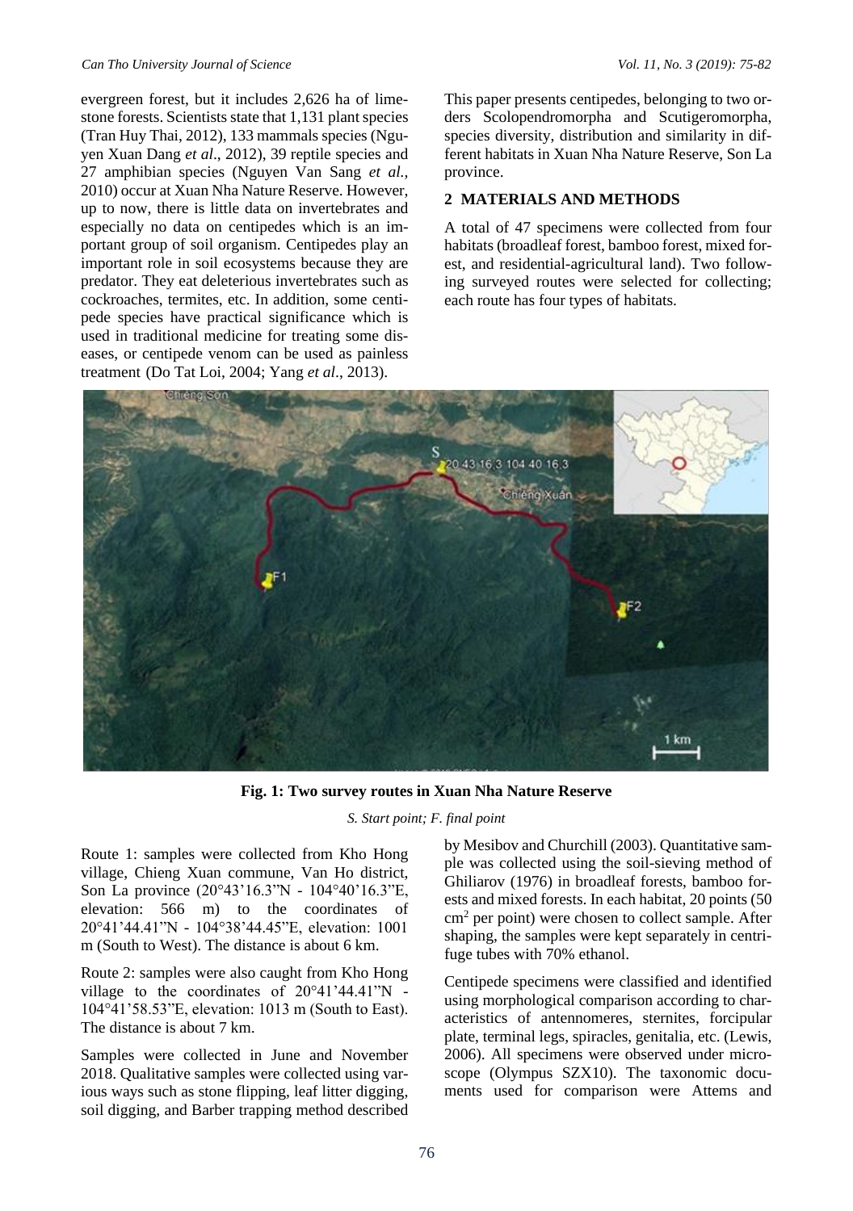evergreen forest, but it includes 2,626 ha of limestone forests. Scientists state that 1,131 plant species (Tran Huy Thai, 2012), 133 mammals species (Nguyen Xuan Dang *et al*., 2012), 39 reptile species and 27 amphibian species (Nguyen Van Sang *et al.*, 2010) occur at Xuan Nha Nature Reserve. However, up to now, there is little data on invertebrates and especially no data on centipedes which is an important group of soil organism. Centipedes play an important role in soil ecosystems because they are predator. They eat deleterious invertebrates such as cockroaches, termites, etc. In addition, some centipede species have practical significance which is used in traditional medicine for treating some diseases, or centipede venom can be used as painless treatment (Do Tat Loi, 2004; Yang *et al*., 2013).

This paper presents centipedes, belonging to two orders Scolopendromorpha and Scutigeromorpha, species diversity, distribution and similarity in different habitats in Xuan Nha Nature Reserve, Son La province.

## 2 MATERIALS AND METHODS

A total of 47 specimens were collected from four habitats (broadleaf forest, bamboo forest, mixed forest, and residential-agricultural land). Two following surveyed routes were selected for collecting; each route has four types of habitats.

**Fig. 1: Two survey routes in Xuan Nha Nature Reserve**

*S. Start point; F. final point*

Route 1: samples were collected from Kho Hong village, Chieng Xuan commune, Van Ho district, Son La province (20°43'16.3"N - 104°40'16.3"E, elevation: 566 m) to the coordinates of 20°41'44.41"N - 104°38'44.45"E, elevation: 1001 m (South to West). The distance is about 6 km.

Route 2: samples were also caught from Kho Hong village to the coordinates of 20°41'44.41"N - 104°41'58.53"E, elevation: 1013 m (South to East). The distance is about 7 km.

Samples were collected in June and November 2018. Qualitative samples were collected using various ways such as stone flipping, leaf litter digging, soil digging, and Barber trapping method described by Mesibov and Churchill (2003). Quantitative sample was collected using the soil-sieving method of Ghiliarov (1976) in broadleaf forests, bamboo forests and mixed forests. In each habitat, 20 points (50 $cm^2$ per point) were chosen to collect sample. After shaping, the samples were kept separately in centrifuge tubes with 70% ethanol.

Centipede specimens were classified and identified using morphological comparison according to characteristics of antennomeres, sternites, forcipular plate, terminal legs, spiracles, genitalia, etc. (Lewis, 2006). All specimens were observed under microscope (Olympus SZX10). The taxonomic documents used for comparison were Attems and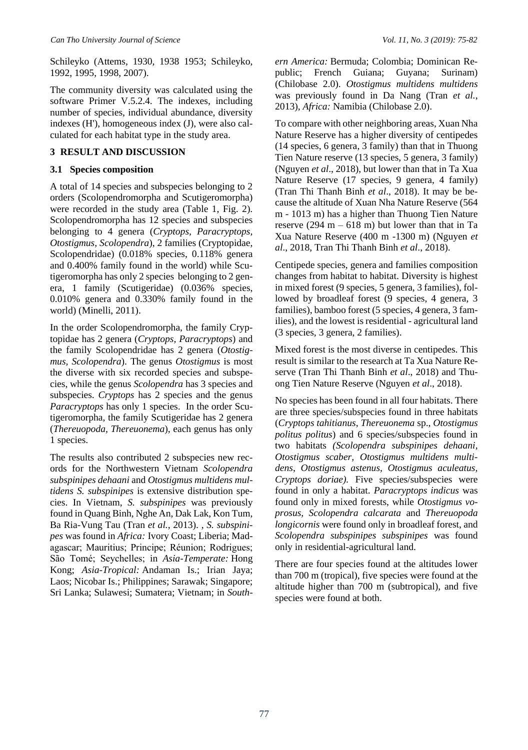Schileyko (Attems, 1930, 1938 1953; Schileyko, 1992, 1995, 1998, 2007).

The community diversity was calculated using the software Primer V.5.2.4. The indexes, including number of species, individual abundance, diversity indexes (H'), homogeneous index (J), were also calculated for each habitat type in the study area.

## 3 RESULT AND DISCUSSION

### 3.1 Species composition

A total of 14 species and subspecies belonging to 2 orders (Scolopendromorpha and Scutigeromorpha) were recorded in the study area (Table 1, Fig. 2). Scolopendromorpha has 12 species and subspecies belonging to 4 genera (*Cryptops, Paracryptops, Otostigmus, Scolopendra*), 2 families (Cryptopidae, Scolopendridae) (0.018% species, 0.118% genera and 0.400% family found in the world) while Scutigeromorpha has only 2 species belonging to 2 genera, 1 family (Scutigeridae) (0.036% species, 0.010% genera and 0.330% family found in the world) (Minelli, 2011).

In the order Scolopendromorpha, the family Cryptopidae has 2 genera (*Cryptops, Paracryptops*) and the family Scolopendridae has 2 genera (*Otostigmus, Scolopendra*). The genus *Otostigmus* is most the diverse with six recorded species and subspecies, while the genus *Scolopendra* has 3 species and subspecies. *Cryptops* has 2 species and the genus *Paracryptops* has only 1 species. In the order Scutigeromorpha, the family Scutigeridae has 2 genera (*Thereuopoda, Thereuonema*), each genus has only 1 species.

The results also contributed 2 subspecies new records for the Northwestern Vietnam *Scolopendra subspinipes dehaani* and *Otostigmus multidens multidens S. subspinipes* is extensive distribution species. In Vietnam, *S. subspinipes* was previously found in Quang Binh, Nghe An, Dak Lak, Kon Tum, Ba Ria-Vung Tau (Tran *et al.*, 2013). , *S. subspinipes* was found in *Africa:* Ivory Coast; Liberia; Madagascar; Mauritius; Principe; Réunion; Rodrigues; São Tomé; Seychelles; in *Asia-Temperate:* Hong Kong; *Asia-Tropical:* Andaman Is.; Irian Jaya; Laos; Nicobar Is.; Philippines; Sarawak; Singapore; Sri Lanka; Sulawesi; Sumatera; Vietnam; in *Southern America:* Bermuda; Colombia; Dominican Republic; French Guiana; Guyana; Surinam) (Chilobase 2.0). *Otostigmus multidens multidens* was previously found in Da Nang (Tran *et al.*, 2013), *Africa:* Namibia (Chilobase 2.0).

To compare with other neighboring areas, Xuan Nha Nature Reserve has a higher diversity of centipedes (14 species, 6 genera, 3 family) than that in Thuong Tien Nature reserve (13 species, 5 genera, 3 family) (Nguyen *et al*., 2018), but lower than that in Ta Xua Nature Reserve (17 species, 9 genera, 4 family) (Tran Thi Thanh Binh *et al*., 2018). It may be because the altitude of Xuan Nha Nature Reserve (564 m - 1013 m) has a higher than Thuong Tien Nature reserve (294 m – 618 m) but lower than that in Ta Xua Nature Reserve (400 m -1300 m) (Nguyen *et al*., 2018, Tran Thi Thanh Binh *et al*., 2018).

Centipede species, genera and families composition changes from habitat to habitat. Diversity is highest in mixed forest (9 species, 5 genera, 3 families), followed by broadleaf forest (9 species, 4 genera, 3 families), bamboo forest (5 species, 4 genera, 3 families), and the lowest is residential - agricultural land (3 species, 3 genera, 2 families).

Mixed forest is the most diverse in centipedes. This result is similar to the research at Ta Xua Nature Reserve (Tran Thi Thanh Binh *et al*., 2018) and Thuong Tien Nature Reserve (Nguyen *et al*., 2018).

No species has been found in all four habitats. There are three species/subspecies found in three habitats (*Cryptops tahitianus*, *Thereuonema* sp., *Otostigmus politus politus*) and 6 species/subspecies found in two habitats *(Scolopendra subspinipes dehaani*, *Otostigmus scaber, Otostigmus multidens multidens*, *Otostigmus astenus*, *Otostigmus aculeatus, Cryptops doriae).* Five species/subspecies were found in only a habitat. *Paracryptops indicus* was found only in mixed forests, while *Otostigmus voprosus, Scolopendra calcarata* and *Thereuopoda longicornis* were found only in broadleaf forest, and *Scolopendra subspinipes subspinipes* was found only in residential-agricultural land.

There are four species found at the altitudes lower than 700 m (tropical), five species were found at the altitude higher than 700 m (subtropical), and five species were found at both.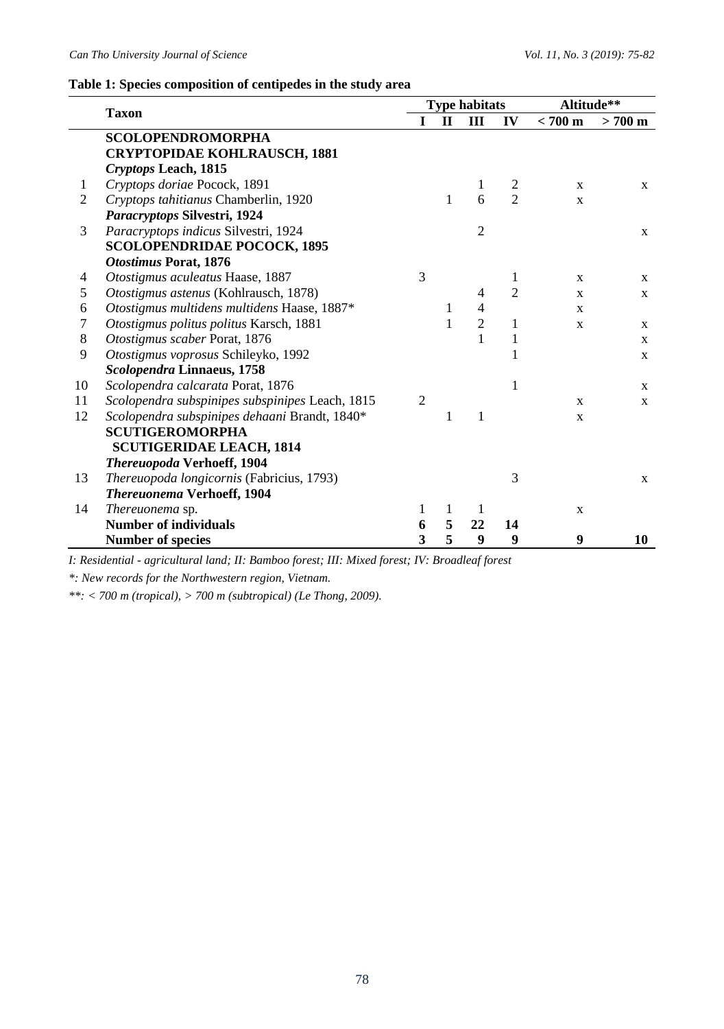**Table 1: Species composition of centipedes in the study area**

| | Taxon | Type habitats | | | | Altitude** | |
|---|---|---|---|---|---|---|---|
| | | I | II | III | IV | < 700 m | > 700 m |
| | **SCOLOPENDROMORPHA** | | | | | | |
| | **CRYPTOPIDAE KOHLRAUSCH, 1881** | | | | | | |
| | ***Cryptops* Leach, 1815** | | | | | | |
| 1 | *Cryptops doriae* Pocock, 1891 | | | 1 | 2 | x | x |
| 2 | *Cryptops tahitianus* Chamberlin, 1920 | | 1 | 6 | 2 | x | |
| | ***Paracryptops* Silvestri, 1924** | | | | | | |
| 3 | *Paracryptops indicus* Silvestri, 1924 | | | 2 | | | x |
| | **SCOLOPENDRIDAE POCOCK, 1895** | | | | | | |
| | ***Otostimus* Porat, 1876** | | | | | | |
| 4 | *Otostigmus aculeatus* Haase, 1887 | 3 | | | 1 | x | x |
| 5 | *Otostigmus astenus* (Kohlrausch, 1878) | | | 4 | 2 | x | x |
| 6 | *Otostigmus multidens multidens* Haase, 1887* | | 1 | 4 | | x | |
| 7 | *Otostigmus politus politus* Karsch, 1881 | | 1 | 2 | 1 | x | x |
| 8 | *Otostigmus scaber* Porat, 1876 | | | 1 | 1 | | x |
| 9 | *Otostigmus voprosus* Schileyko, 1992 | | | | 1 | | x |
| | ***Scolopendra* Linnaeus, 1758** | | | | | | |
| 10 | *Scolopendra calcarata* Porat, 1876 | | | | 1 | | x |
| 11 | *Scolopendra subspinipes subspinipes* Leach, 1815 | 2 | | | | x | x |
| 12 | *Scolopendra subspinipes dehaani* Brandt, 1840* | | 1 | 1 | | x | |
| | **SCUTIGEROMORPHA** | | | | | | |
| | **SCUTIGERIDAE LEACH, 1814** | | | | | | |
| | ***Thereuopoda* Verhoeff, 1904** | | | | | | |
| 13 | *Thereuopoda longicornis* (Fabricius, 1793) | | | | 3 | | x |
| | ***Thereuonema* Verhoeff, 1904** | | | | | | |
| 14 | *Thereuonema* sp. | 1 | 1 | 1 | | x | |
| | **Number of individuals** | **6** | **5** | **22** | **14** | | |
| | **Number of species** | **3** | **5** | **9** | **9** | **9** | **10** |

*I: Residential - agricultural land; II: Bamboo forest; III: Mixed forest; IV: Broadleaf forest*

*\*: New records for the Northwestern region, Vietnam.*

*\*\*: < 700 m (tropical), > 700 m (subtropical) (Le Thong, 2009).*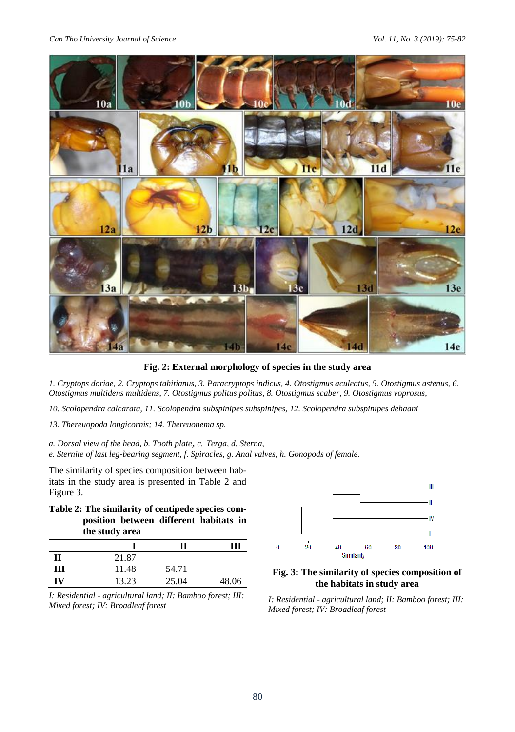**Fig. 2: External morphology of species in the study area**

*1. Cryptops doriae, 2. Cryptops tahitianus, 3. Paracryptops indicus, 4. Otostigmus aculeatus, 5. Otostigmus astenus, 6. Otostigmus multidens multidens, 7. Otostigmus politus politus, 8. Otostigmus scaber, 9. Otostigmus voprosus,*

*10. Scolopendra calcarata, 11. Scolopendra subspinipes subspinipes, 12. Scolopendra subspinipes dehaani*

*13. Thereuopoda longicornis; 14. Thereuonema sp.*

*a. Dorsal view of the head, b. Tooth plate, c. Terga, d. Sterna,*
*e. Sternite of last leg-bearing segment, f. Spiracles, g. Anal valves, h. Gonopods of female.*

The similarity of species composition between habitats in the study area is presented in Table 2 and Figure 3.

**Table 2: The similarity of centipede species composition between different habitats in the study area**

| | I | II | III |
|---|---|---|---|
| **II** | 21.87 | | |
| **III** | 11.48 | 54.71 | |
| **IV** | 13.23 | 25.04 | 48.06 |

*I: Residential - agricultural land; II: Bamboo forest; III: Mixed forest; IV: Broadleaf forest*

**Fig. 3: The similarity of species composition of the habitats in study area**

*I: Residential - agricultural land; II: Bamboo forest; III: Mixed forest; IV: Broadleaf forest*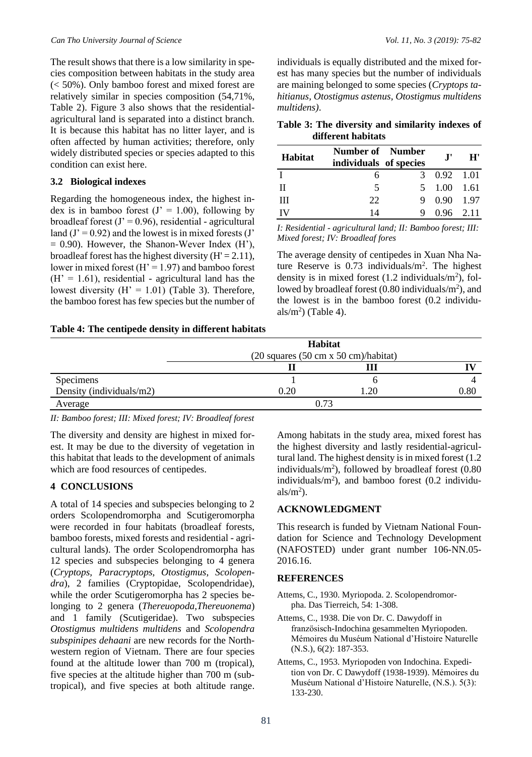The result shows that there is a low similarity in species composition between habitats in the study area (< 50%). Only bamboo forest and mixed forest are relatively similar in species composition (54,71%, Table 2). Figure 3 also shows that the residential-agricultural land is separated into a distinct branch. It is because this habitat has no litter layer, and is often affected by human activities; therefore, only widely distributed species or species adapted to this condition can exist here.

### 3.2 Biological indexes

Regarding the homogeneous index, the highest index is in bamboo forest (J' = 1.00), following by broadleaf forest (J' = 0.96), residential - agricultural land (J' = 0.92) and the lowest is in mixed forests (J' = 0.90). However, the Shanon-Wever Index (H'), broadleaf forest has the highest diversity (H' = 2.11), lower in mixed forest (H' = 1.97) and bamboo forest (H' = 1.61), residential - agricultural land has the lowest diversity (H' = 1.01) (Table 3). Therefore, the bamboo forest has few species but the number of individuals is equally distributed and the mixed forest has many species but the number of individuals are maining belonged to some species (*Cryptops tahitianus*, *Otostigmus astenus*, *Otostigmus multidens multidens)*.

**Table 3: The diversity and similarity indexes of different habitats**

| Habitat | Number of individuals | Number of species | J' | H' |
|---|---|---|---|---|
| I | 6 | 3 | 0.92 | 1.01 |
| II | 5 | 5 | 1.00 | 1.61 |
| III | 22 | 9 | 0.90 | 1.97 |
| IV | 14 | 9 | 0.96 | 2.11 |

*I: Residential - agricultural land; II: Bamboo forest; III: Mixed forest; IV: Broadleaf fores*

The average density of centipedes in Xuan Nha Nature Reserve is 0.73 individuals/m$^2$. The highest density is in mixed forest (1.2 individuals/m$^2$), followed by broadleaf forest (0.80 individuals/m$^2$), and the lowest is in the bamboo forest (0.2 individuals/m$^2$) (Table 4).

**Table 4: The centipede density in different habitats**

| | Habitat (20 squares (50 cm x 50 cm)/habitat) | | |
|---|---|---|---|
| | II | III | IV |
| Specimens | 1 | 6 | 4 |
| Density (individuals/m2) | 0.20 | 1.20 | 0.80 |
| Average | 0.73 | | |

*II: Bamboo forest; III: Mixed forest; IV: Broadleaf forest*

The diversity and density are highest in mixed forest. It may be due to the diversity of vegetation in this habitat that leads to the development of animals which are food resources of centipedes.

## 4 CONCLUSIONS

A total of 14 species and subspecies belonging to 2 orders Scolopendromorpha and Scutigeromorpha were recorded in four habitats (broadleaf forests, bamboo forests, mixed forests and residential - agricultural lands). The order Scolopendromorpha has 12 species and subspecies belonging to 4 genera (*Cryptops, Paracryptops, Otostigmus, Scolopendra*), 2 families (Cryptopidae, Scolopendridae), while the order Scutigeromorpha has 2 species belonging to 2 genera (*Thereuopoda*,*Thereuonema*) and 1 family (Scutigeridae). Two subspecies *Otostigmus multidens multidens* and *Scolopendra subspinipes dehaani* are new records for the Northwestern region of Vietnam. There are four species found at the altitude lower than 700 m (tropical), five species at the altitude higher than 700 m (subtropical), and five species at both altitude range. Among habitats in the study area, mixed forest has the highest diversity and lastly residential-agricultural land. The highest density is in mixed forest (1.2 individuals/m$^2$), followed by broadleaf forest (0.80 individuals/m$^2$), and bamboo forest (0.2 individuals/m$^2$).

## ACKNOWLEDGMENT

This research is funded by Vietnam National Foundation for Science and Technology Development (NAFOSTED) under grant number 106-NN.05-2016.16.

## REFERENCES

Attems, C., 1930. Myriopoda. 2. Scolopendromorpha. Das Tierreich, 54: 1-308.

Attems, C., 1938. Die von Dr. C. Dawydoff in französisch-Indochina gesammelten Myriopoden. Mémoires du Muséum National d'Histoire Naturelle (N.S.), 6(2): 187-353.

Attems, C., 1953. Myriopoden von Indochina. Expedition von Dr. C Dawydoff (1938-1939). Mémoires du Muséum National d'Histoire Naturelle, (N.S.). 5(3): 133-230.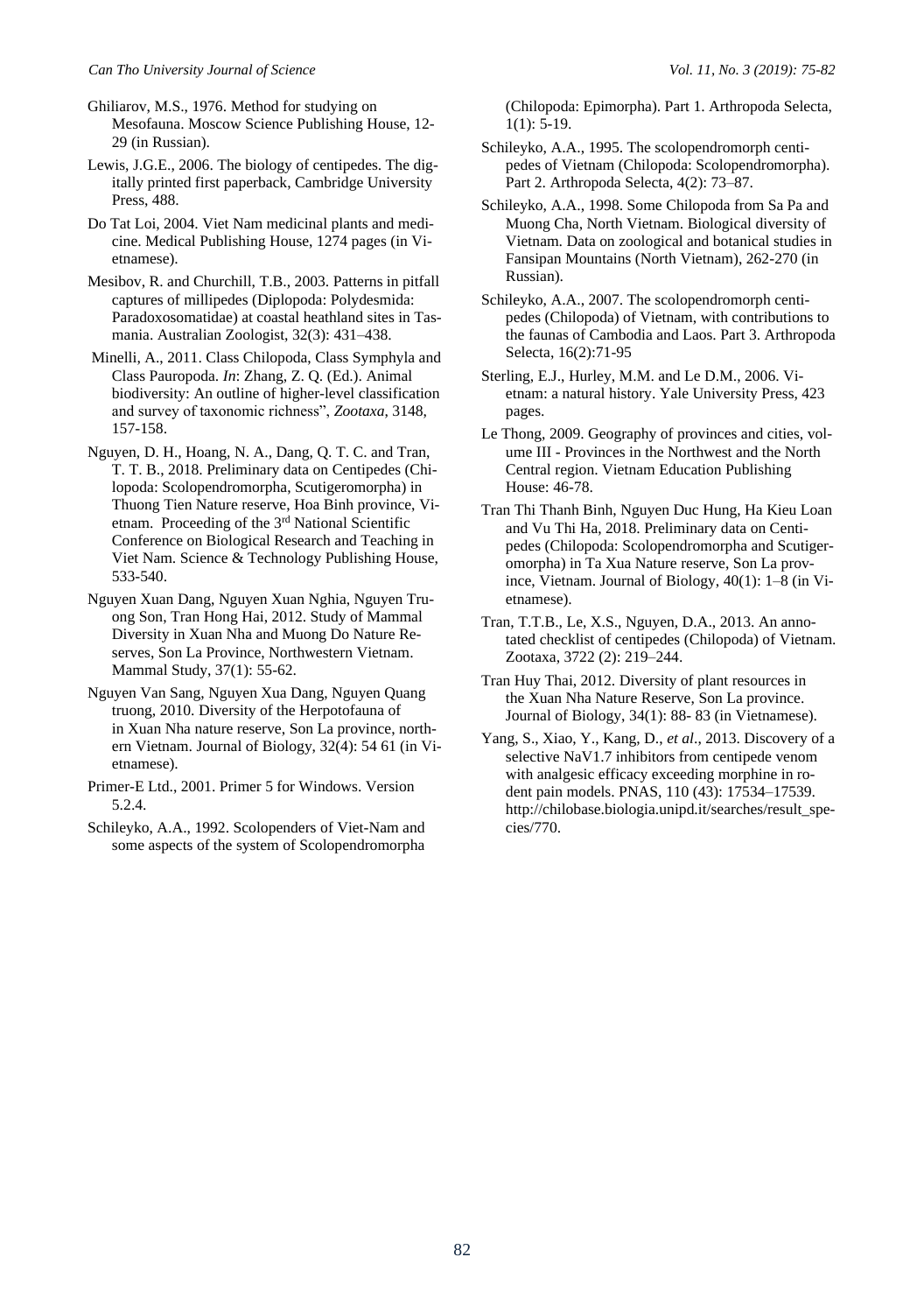Ghiliarov, M.S., 1976. Method for studying on Mesofauna. Moscow Science Publishing House, 12-29 (in Russian).

Lewis, J.G.E., 2006. The biology of centipedes. The digitally printed first paperback, Cambridge University Press, 488.

Do Tat Loi, 2004. Viet Nam medicinal plants and medicine. Medical Publishing House, 1274 pages (in Vietnamese).

Mesibov, R. and Churchill, T.B., 2003. Patterns in pitfall captures of millipedes (Diplopoda: Polydesmida: Paradoxosomatidae) at coastal heathland sites in Tasmania. Australian Zoologist, 32(3): 431–438.

Minelli, A., 2011. Class Chilopoda, Class Symphyla and Class Pauropoda. *In*: Zhang, Z. Q. (Ed.). Animal biodiversity: An outline of higher-level classification and survey of taxonomic richness", *Zootaxa*, 3148, 157-158.

Nguyen, D. H., Hoang, N. A., Dang, Q. T. C. and Tran, T. T. B., 2018. Preliminary data on Centipedes (Chilopoda: Scolopendromorpha, Scutigeromorpha) in Thuong Tien Nature reserve, Hoa Binh province, Vietnam. Proceeding of the 3rd National Scientific Conference on Biological Research and Teaching in Viet Nam. Science & Technology Publishing House, 533-540.

Nguyen Xuan Dang, Nguyen Xuan Nghia, Nguyen Truong Son, Tran Hong Hai, 2012. Study of Mammal Diversity in Xuan Nha and Muong Do Nature Reserves, Son La Province, Northwestern Vietnam. Mammal Study, 37(1): 55-62.

Nguyen Van Sang, Nguyen Xua Dang, Nguyen Quang truong, 2010. Diversity of the Herpotofauna of in Xuan Nha nature reserve, Son La province, northern Vietnam. Journal of Biology, 32(4): 54 61 (in Vietnamese).

Primer-E Ltd., 2001. Primer 5 for Windows. Version 5.2.4.

Schileyko, A.A., 1992. Scolopenders of Viet-Nam and some aspects of the system of Scolopendromorpha (Chilopoda: Epimorpha). Part 1. Arthropoda Selecta, 1(1): 5-19.

Schileyko, A.A., 1995. The scolopendromorph centipedes of Vietnam (Chilopoda: Scolopendromorpha). Part 2. Arthropoda Selecta, 4(2): 73–87.

Schileyko, A.A., 1998. Some Chilopoda from Sa Pa and Muong Cha, North Vietnam. Biological diversity of Vietnam. Data on zoological and botanical studies in Fansipan Mountains (North Vietnam), 262-270 (in Russian).

Schileyko, A.A., 2007. The scolopendromorph centipedes (Chilopoda) of Vietnam, with contributions to the faunas of Cambodia and Laos. Part 3. Arthropoda Selecta, 16(2):71-95

Sterling, E.J., Hurley, M.M. and Le D.M., 2006. Vietnam: a natural history. Yale University Press, 423 pages.

Le Thong, 2009. Geography of provinces and cities, volume III - Provinces in the Northwest and the North Central region. Vietnam Education Publishing House: 46-78.

Tran Thi Thanh Binh, Nguyen Duc Hung, Ha Kieu Loan and Vu Thi Ha, 2018. Preliminary data on Centipedes (Chilopoda: Scolopendromorpha and Scutigeromorpha) in Ta Xua Nature reserve, Son La province, Vietnam. Journal of Biology, 40(1): 1–8 (in Vietnamese).

Tran, T.T.B., Le, X.S., Nguyen, D.A., 2013. An annotated checklist of centipedes (Chilopoda) of Vietnam. Zootaxa, 3722 (2): 219–244.

Tran Huy Thai, 2012. Diversity of plant resources in the Xuan Nha Nature Reserve, Son La province. Journal of Biology, 34(1): 88- 83 (in Vietnamese).

Yang, S., Xiao, Y., Kang, D., *et al*., 2013. Discovery of a selective NaV1.7 inhibitors from centipede venom with analgesic efficacy exceeding morphine in rodent pain models. PNAS, 110 (43): 17534–17539. http://chilobase.biologia.unipd.it/searches/result_species/770.